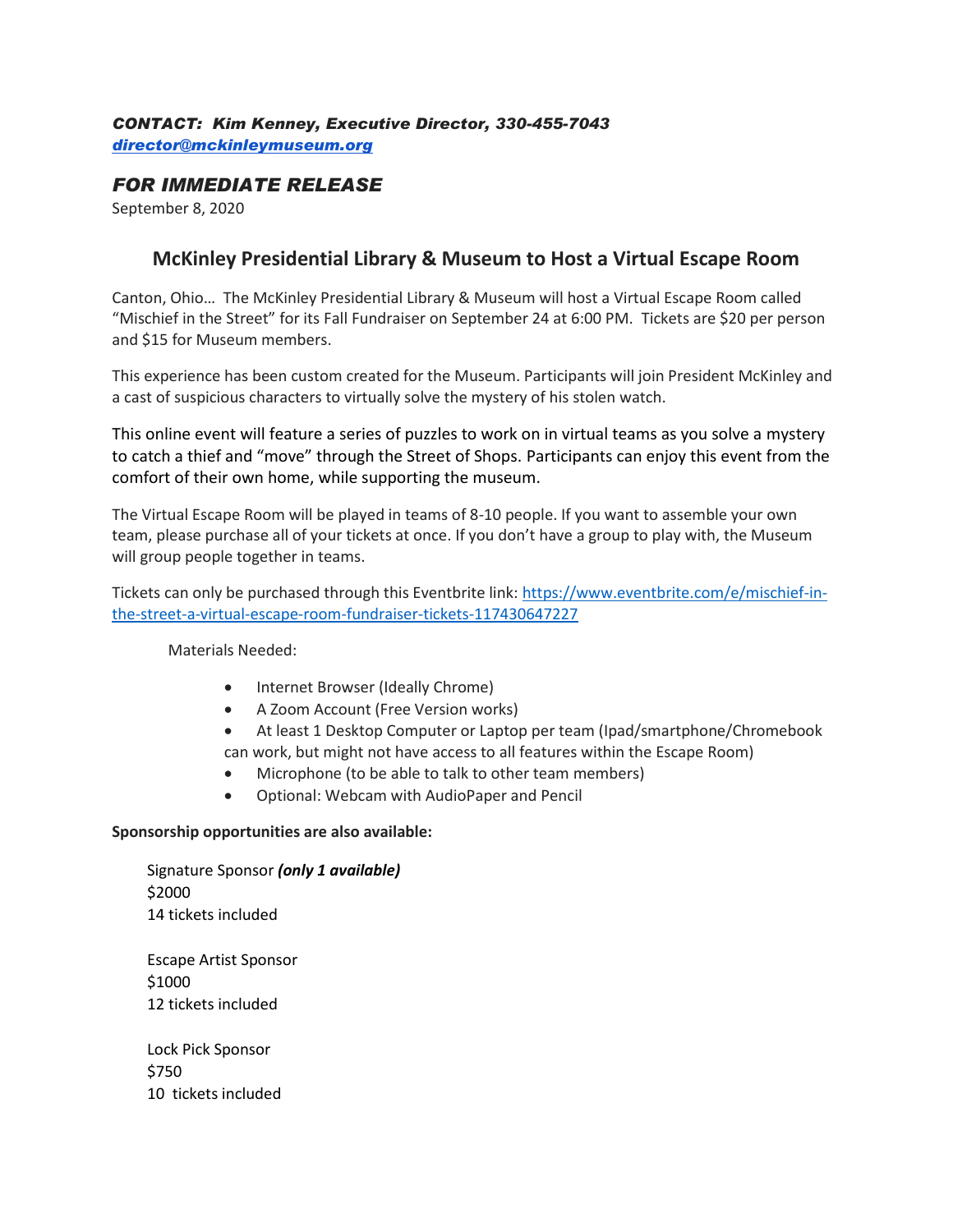***CONTACT: Kim Kenney, Executive Director, 330-455-7043***
***[director@mckinleymuseum.org](mailto:director@mckinleymuseum.org)***

## *FOR IMMEDIATE RELEASE*

September 8, 2020

# McKinley Presidential Library & Museum to Host a Virtual Escape Room

Canton, Ohio… The McKinley Presidential Library & Museum will host a Virtual Escape Room called "Mischief in the Street" for its Fall Fundraiser on September 24 at 6:00 PM. Tickets are $20 per person and $15 for Museum members.

This experience has been custom created for the Museum. Participants will join President McKinley and a cast of suspicious characters to virtually solve the mystery of his stolen watch.

This online event will feature a series of puzzles to work on in virtual teams as you solve a mystery to catch a thief and "move" through the Street of Shops. Participants can enjoy this event from the comfort of their own home, while supporting the museum.

The Virtual Escape Room will be played in teams of 8-10 people. If you want to assemble your own team, please purchase all of your tickets at once. If you don't have a group to play with, the Museum will group people together in teams.

Tickets can only be purchased through this Eventbrite link: [https://www.eventbrite.com/e/mischief-in-the-street-a-virtual-escape-room-fundraiser-tickets-117430647227](https://www.eventbrite.com/e/mischief-in-the-street-a-virtual-escape-room-fundraiser-tickets-117430647227)

Materials Needed:

- Internet Browser (Ideally Chrome)
- A Zoom Account (Free Version works)
- At least 1 Desktop Computer or Laptop per team (Ipad/smartphone/Chromebook can work, but might not have access to all features within the Escape Room)
- Microphone (to be able to talk to other team members)
- Optional: Webcam with AudioPaper and Pencil

**Sponsorship opportunities are also available:**

Signature Sponsor ***(only 1 available)***
$2000
14 tickets included

Escape Artist Sponsor
$1000
12 tickets included

Lock Pick Sponsor
$750
10 tickets included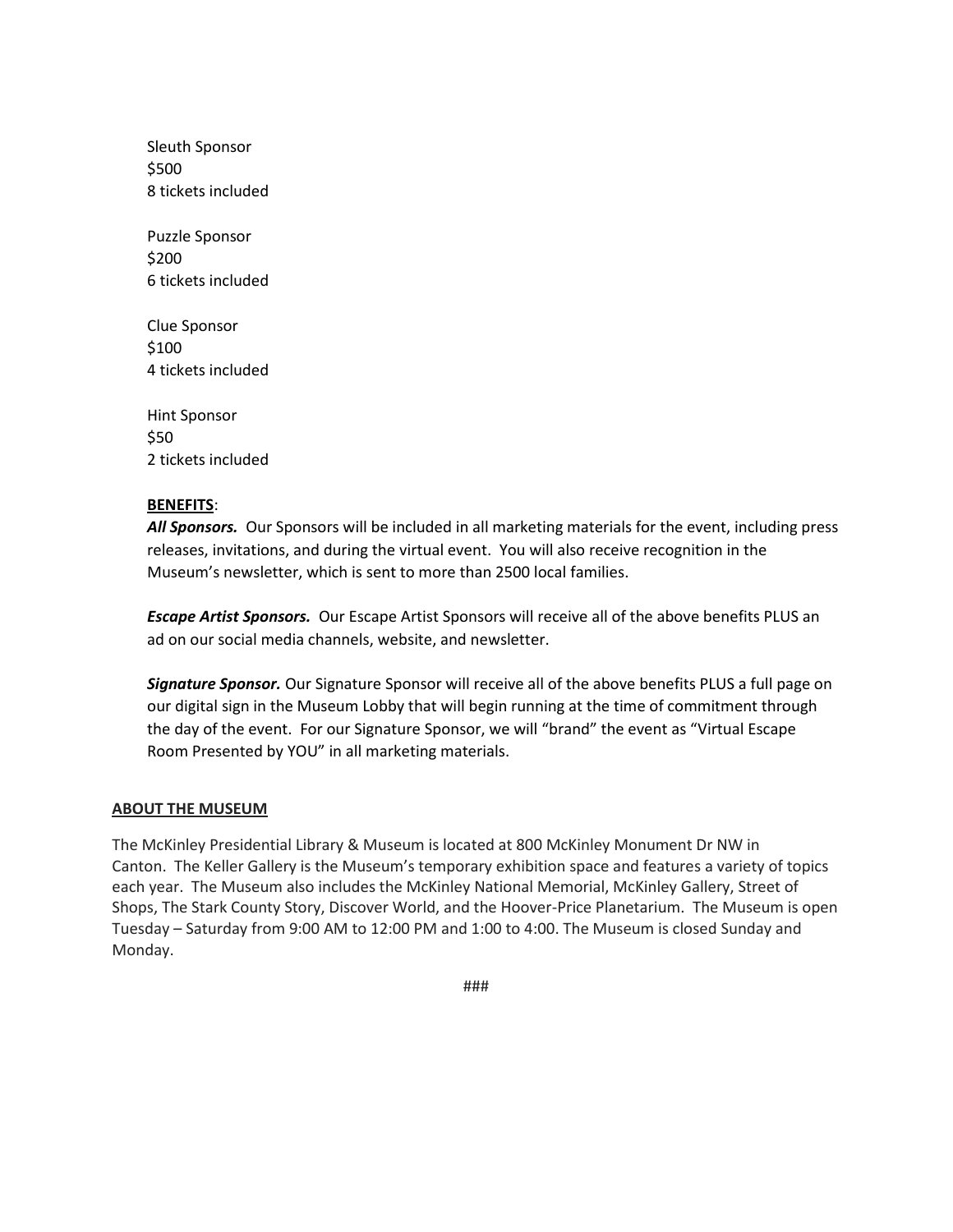Sleuth Sponsor
$500
8 tickets included

Puzzle Sponsor
$200
6 tickets included

Clue Sponsor
$100
4 tickets included

Hint Sponsor
$50
2 tickets included

**BENEFITS**:

***All Sponsors.*** Our Sponsors will be included in all marketing materials for the event, including press releases, invitations, and during the virtual event. You will also receive recognition in the Museum's newsletter, which is sent to more than 2500 local families.

***Escape Artist Sponsors.*** Our Escape Artist Sponsors will receive all of the above benefits PLUS an ad on our social media channels, website, and newsletter.

***Signature Sponsor.*** Our Signature Sponsor will receive all of the above benefits PLUS a full page on our digital sign in the Museum Lobby that will begin running at the time of commitment through the day of the event. For our Signature Sponsor, we will "brand" the event as "Virtual Escape Room Presented by YOU" in all marketing materials.

**ABOUT THE MUSEUM**

The McKinley Presidential Library & Museum is located at 800 McKinley Monument Dr NW in Canton. The Keller Gallery is the Museum's temporary exhibition space and features a variety of topics each year. The Museum also includes the McKinley National Memorial, McKinley Gallery, Street of Shops, The Stark County Story, Discover World, and the Hoover-Price Planetarium. The Museum is open Tuesday – Saturday from 9:00 AM to 12:00 PM and 1:00 to 4:00. The Museum is closed Sunday and Monday.

###